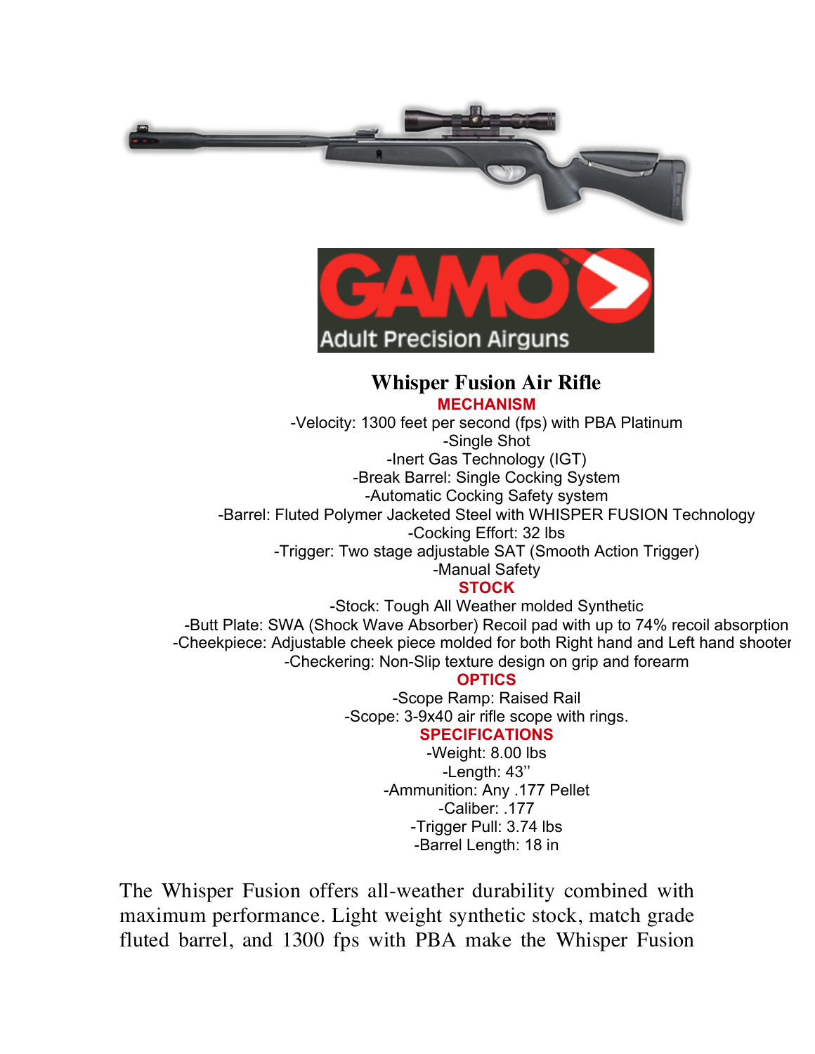# Whisper Fusion Air Rifle

**MECHANISM**

-Velocity: 1300 feet per second (fps) with PBA Platinum
-Single Shot
-Inert Gas Technology (IGT)
-Break Barrel: Single Cocking System
-Automatic Cocking Safety system
-Barrel: Fluted Polymer Jacketed Steel with WHISPER FUSION Technology
-Cocking Effort: 32 lbs
-Trigger: Two stage adjustable SAT (Smooth Action Trigger)
-Manual Safety

**STOCK**

-Stock: Tough All Weather molded Synthetic
-Butt Plate: SWA (Shock Wave Absorber) Recoil pad with up to 74% recoil absorption
-Cheekpiece: Adjustable cheek piece molded for both Right hand and Left hand shooter
-Checkering: Non-Slip texture design on grip and forearm

**OPTICS**

-Scope Ramp: Raised Rail
-Scope: 3-9x40 air rifle scope with rings.

**SPECIFICATIONS**

-Weight: 8.00 lbs
-Length: 43''
-Ammunition: Any .177 Pellet
-Caliber: .177
-Trigger Pull: 3.74 lbs
-Barrel Length: 18 in

The Whisper Fusion offers all-weather durability combined with maximum performance. Light weight synthetic stock, match grade fluted barrel, and 1300 fps with PBA make the Whisper Fusion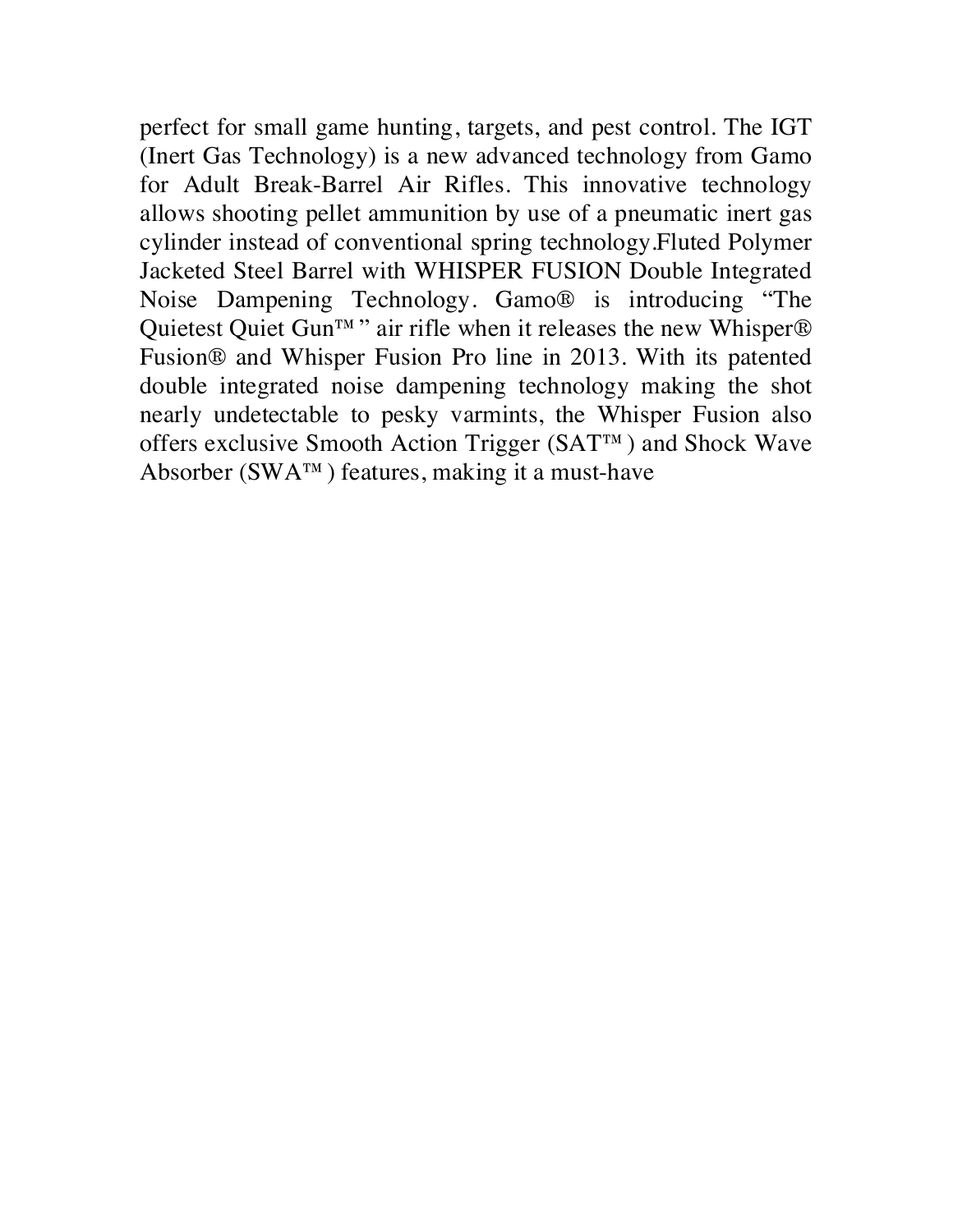perfect for small game hunting, targets, and pest control. The IGT (Inert Gas Technology) is a new advanced technology from Gamo for Adult Break-Barrel Air Rifles. This innovative technology allows shooting pellet ammunition by use of a pneumatic inert gas cylinder instead of conventional spring technology.Fluted Polymer Jacketed Steel Barrel with WHISPER FUSION Double Integrated Noise Dampening Technology. Gamo® is introducing "The Quietest Quiet Gun™" air rifle when it releases the new Whisper® Fusion® and Whisper Fusion Pro line in 2013. With its patented double integrated noise dampening technology making the shot nearly undetectable to pesky varmints, the Whisper Fusion also offers exclusive Smooth Action Trigger (SAT™) and Shock Wave Absorber (SWA™) features, making it a must-have